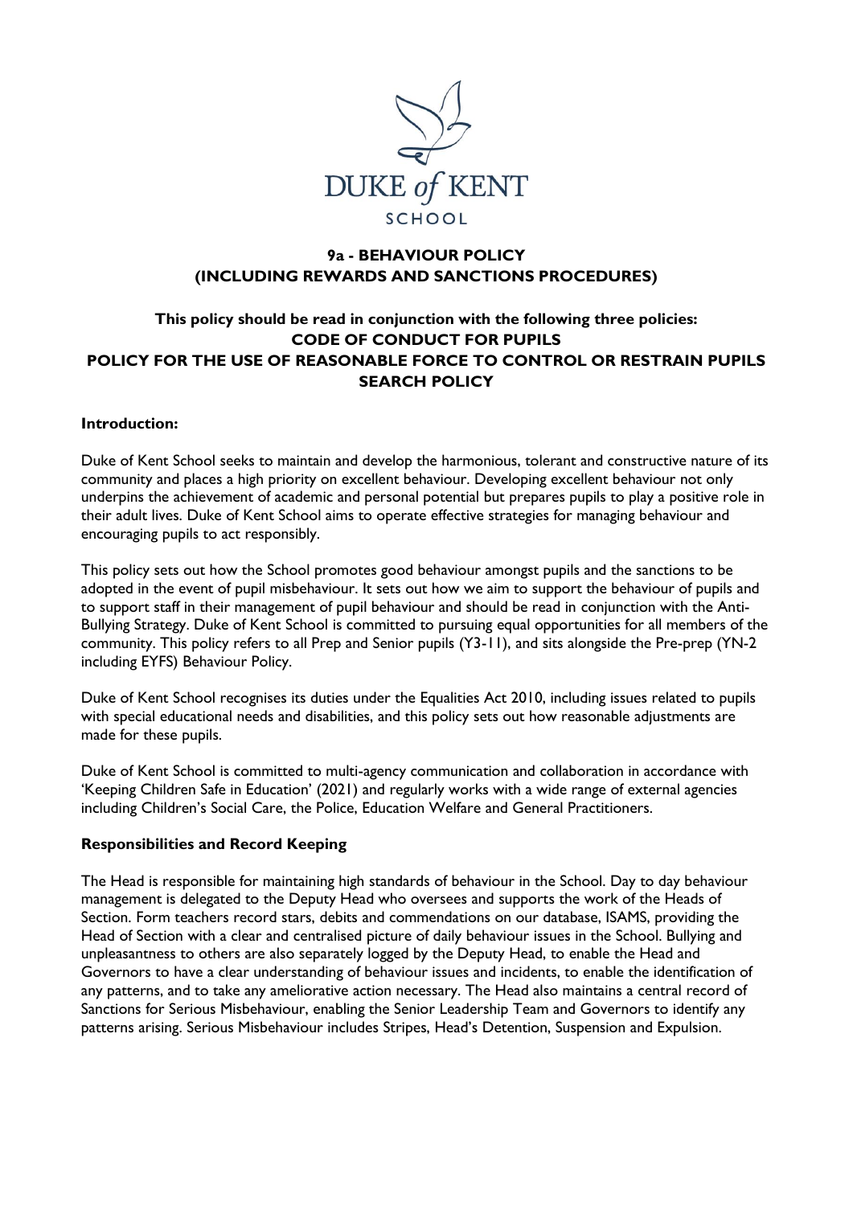DUKE *of* KENT

SCHOOL

# 9a - BEHAVIOUR POLICY (INCLUDING REWARDS AND SANCTIONS PROCEDURES)

**This policy should be read in conjunction with the following three policies:**
**CODE OF CONDUCT FOR PUPILS**
**POLICY FOR THE USE OF REASONABLE FORCE TO CONTROL OR RESTRAIN PUPILS**
**SEARCH POLICY**

## Introduction:

Duke of Kent School seeks to maintain and develop the harmonious, tolerant and constructive nature of its community and places a high priority on excellent behaviour. Developing excellent behaviour not only underpins the achievement of academic and personal potential but prepares pupils to play a positive role in their adult lives. Duke of Kent School aims to operate effective strategies for managing behaviour and encouraging pupils to act responsibly.

This policy sets out how the School promotes good behaviour amongst pupils and the sanctions to be adopted in the event of pupil misbehaviour. It sets out how we aim to support the behaviour of pupils and to support staff in their management of pupil behaviour and should be read in conjunction with the Anti-Bullying Strategy. Duke of Kent School is committed to pursuing equal opportunities for all members of the community. This policy refers to all Prep and Senior pupils (Y3-11), and sits alongside the Pre-prep (YN-2 including EYFS) Behaviour Policy.

Duke of Kent School recognises its duties under the Equalities Act 2010, including issues related to pupils with special educational needs and disabilities, and this policy sets out how reasonable adjustments are made for these pupils.

Duke of Kent School is committed to multi-agency communication and collaboration in accordance with 'Keeping Children Safe in Education' (2021) and regularly works with a wide range of external agencies including Children's Social Care, the Police, Education Welfare and General Practitioners.

## Responsibilities and Record Keeping

The Head is responsible for maintaining high standards of behaviour in the School. Day to day behaviour management is delegated to the Deputy Head who oversees and supports the work of the Heads of Section. Form teachers record stars, debits and commendations on our database, ISAMS, providing the Head of Section with a clear and centralised picture of daily behaviour issues in the School. Bullying and unpleasantness to others are also separately logged by the Deputy Head, to enable the Head and Governors to have a clear understanding of behaviour issues and incidents, to enable the identification of any patterns, and to take any ameliorative action necessary. The Head also maintains a central record of Sanctions for Serious Misbehaviour, enabling the Senior Leadership Team and Governors to identify any patterns arising. Serious Misbehaviour includes Stripes, Head's Detention, Suspension and Expulsion.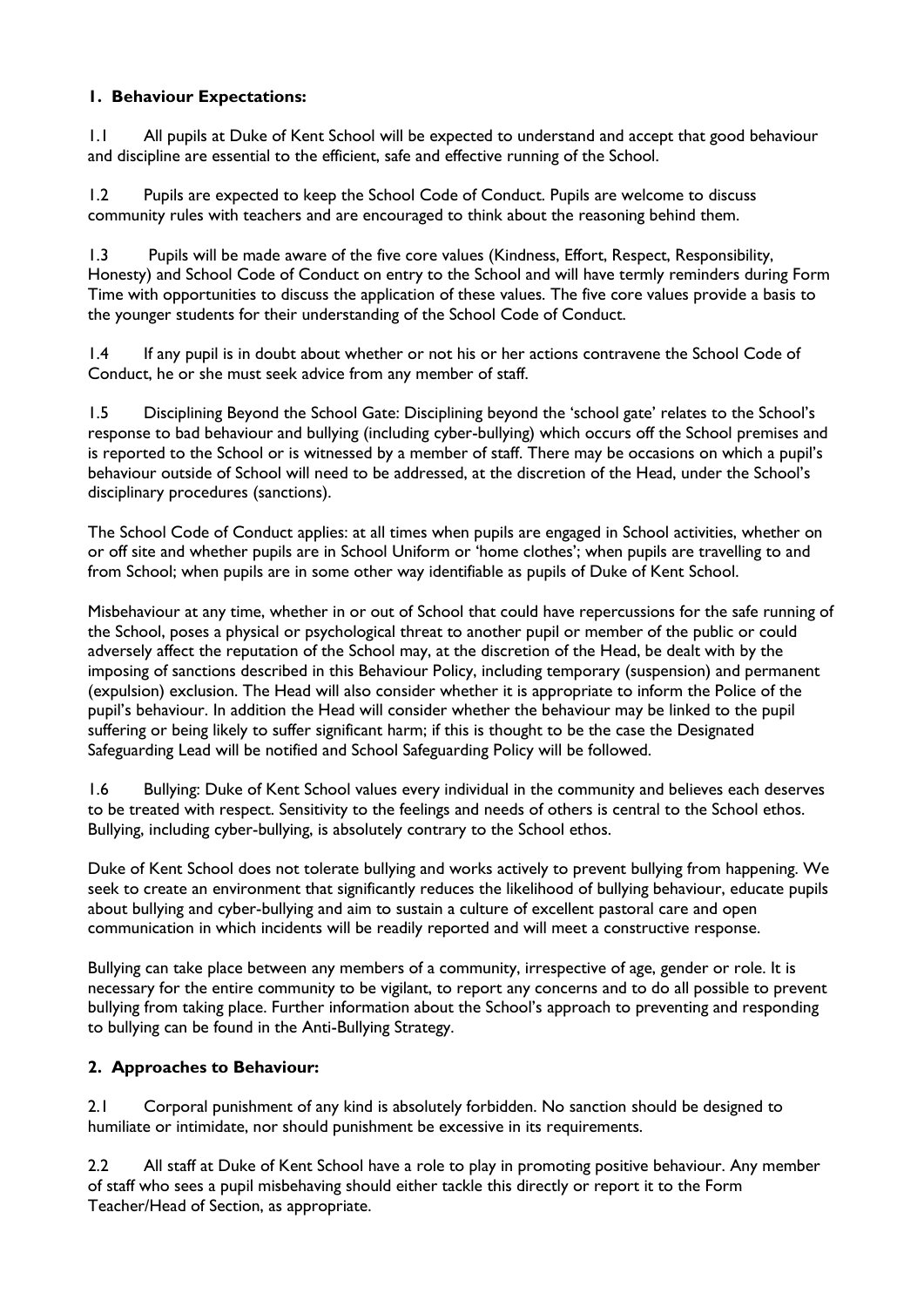## 1. Behaviour Expectations:

1.1 All pupils at Duke of Kent School will be expected to understand and accept that good behaviour and discipline are essential to the efficient, safe and effective running of the School.

1.2 Pupils are expected to keep the School Code of Conduct. Pupils are welcome to discuss community rules with teachers and are encouraged to think about the reasoning behind them.

1.3 Pupils will be made aware of the five core values (Kindness, Effort, Respect, Responsibility, Honesty) and School Code of Conduct on entry to the School and will have termly reminders during Form Time with opportunities to discuss the application of these values. The five core values provide a basis to the younger students for their understanding of the School Code of Conduct.

1.4 If any pupil is in doubt about whether or not his or her actions contravene the School Code of Conduct, he or she must seek advice from any member of staff.

1.5 Disciplining Beyond the School Gate: Disciplining beyond the 'school gate' relates to the School's response to bad behaviour and bullying (including cyber-bullying) which occurs off the School premises and is reported to the School or is witnessed by a member of staff. There may be occasions on which a pupil's behaviour outside of School will need to be addressed, at the discretion of the Head, under the School's disciplinary procedures (sanctions).

The School Code of Conduct applies: at all times when pupils are engaged in School activities, whether on or off site and whether pupils are in School Uniform or 'home clothes'; when pupils are travelling to and from School; when pupils are in some other way identifiable as pupils of Duke of Kent School.

Misbehaviour at any time, whether in or out of School that could have repercussions for the safe running of the School, poses a physical or psychological threat to another pupil or member of the public or could adversely affect the reputation of the School may, at the discretion of the Head, be dealt with by the imposing of sanctions described in this Behaviour Policy, including temporary (suspension) and permanent (expulsion) exclusion. The Head will also consider whether it is appropriate to inform the Police of the pupil's behaviour. In addition the Head will consider whether the behaviour may be linked to the pupil suffering or being likely to suffer significant harm; if this is thought to be the case the Designated Safeguarding Lead will be notified and School Safeguarding Policy will be followed.

1.6 Bullying: Duke of Kent School values every individual in the community and believes each deserves to be treated with respect. Sensitivity to the feelings and needs of others is central to the School ethos. Bullying, including cyber-bullying, is absolutely contrary to the School ethos.

Duke of Kent School does not tolerate bullying and works actively to prevent bullying from happening. We seek to create an environment that significantly reduces the likelihood of bullying behaviour, educate pupils about bullying and cyber-bullying and aim to sustain a culture of excellent pastoral care and open communication in which incidents will be readily reported and will meet a constructive response.

Bullying can take place between any members of a community, irrespective of age, gender or role. It is necessary for the entire community to be vigilant, to report any concerns and to do all possible to prevent bullying from taking place. Further information about the School's approach to preventing and responding to bullying can be found in the Anti-Bullying Strategy.

## 2. Approaches to Behaviour:

2.1 Corporal punishment of any kind is absolutely forbidden. No sanction should be designed to humiliate or intimidate, nor should punishment be excessive in its requirements.

2.2 All staff at Duke of Kent School have a role to play in promoting positive behaviour. Any member of staff who sees a pupil misbehaving should either tackle this directly or report it to the Form Teacher/Head of Section, as appropriate.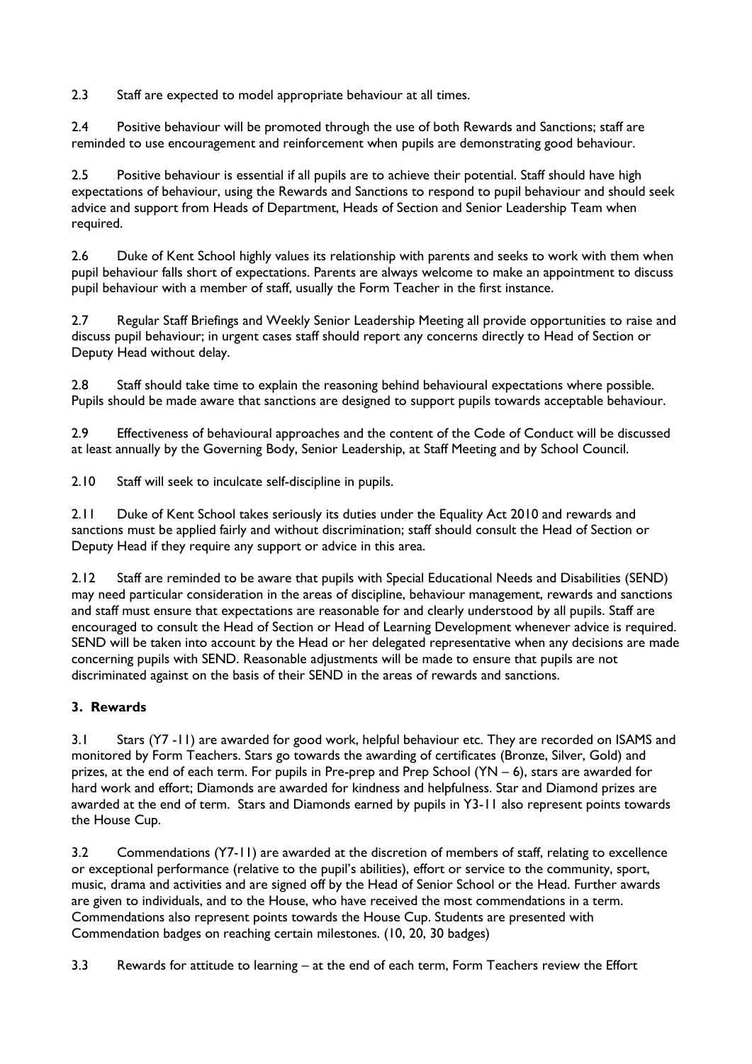2.3 Staff are expected to model appropriate behaviour at all times.

2.4 Positive behaviour will be promoted through the use of both Rewards and Sanctions; staff are reminded to use encouragement and reinforcement when pupils are demonstrating good behaviour.

2.5 Positive behaviour is essential if all pupils are to achieve their potential. Staff should have high expectations of behaviour, using the Rewards and Sanctions to respond to pupil behaviour and should seek advice and support from Heads of Department, Heads of Section and Senior Leadership Team when required.

2.6 Duke of Kent School highly values its relationship with parents and seeks to work with them when pupil behaviour falls short of expectations. Parents are always welcome to make an appointment to discuss pupil behaviour with a member of staff, usually the Form Teacher in the first instance.

2.7 Regular Staff Briefings and Weekly Senior Leadership Meeting all provide opportunities to raise and discuss pupil behaviour; in urgent cases staff should report any concerns directly to Head of Section or Deputy Head without delay.

2.8 Staff should take time to explain the reasoning behind behavioural expectations where possible. Pupils should be made aware that sanctions are designed to support pupils towards acceptable behaviour.

2.9 Effectiveness of behavioural approaches and the content of the Code of Conduct will be discussed at least annually by the Governing Body, Senior Leadership, at Staff Meeting and by School Council.

2.10 Staff will seek to inculcate self-discipline in pupils.

2.11 Duke of Kent School takes seriously its duties under the Equality Act 2010 and rewards and sanctions must be applied fairly and without discrimination; staff should consult the Head of Section or Deputy Head if they require any support or advice in this area.

2.12 Staff are reminded to be aware that pupils with Special Educational Needs and Disabilities (SEND) may need particular consideration in the areas of discipline, behaviour management, rewards and sanctions and staff must ensure that expectations are reasonable for and clearly understood by all pupils. Staff are encouraged to consult the Head of Section or Head of Learning Development whenever advice is required. SEND will be taken into account by the Head or her delegated representative when any decisions are made concerning pupils with SEND. Reasonable adjustments will be made to ensure that pupils are not discriminated against on the basis of their SEND in the areas of rewards and sanctions.

## 3. Rewards

3.1 Stars (Y7 -11) are awarded for good work, helpful behaviour etc. They are recorded on ISAMS and monitored by Form Teachers. Stars go towards the awarding of certificates (Bronze, Silver, Gold) and prizes, at the end of each term. For pupils in Pre-prep and Prep School (YN – 6), stars are awarded for hard work and effort; Diamonds are awarded for kindness and helpfulness. Star and Diamond prizes are awarded at the end of term. Stars and Diamonds earned by pupils in Y3-11 also represent points towards the House Cup.

3.2 Commendations (Y7-11) are awarded at the discretion of members of staff, relating to excellence or exceptional performance (relative to the pupil's abilities), effort or service to the community, sport, music, drama and activities and are signed off by the Head of Senior School or the Head. Further awards are given to individuals, and to the House, who have received the most commendations in a term. Commendations also represent points towards the House Cup. Students are presented with Commendation badges on reaching certain milestones. (10, 20, 30 badges)

3.3 Rewards for attitude to learning – at the end of each term, Form Teachers review the Effort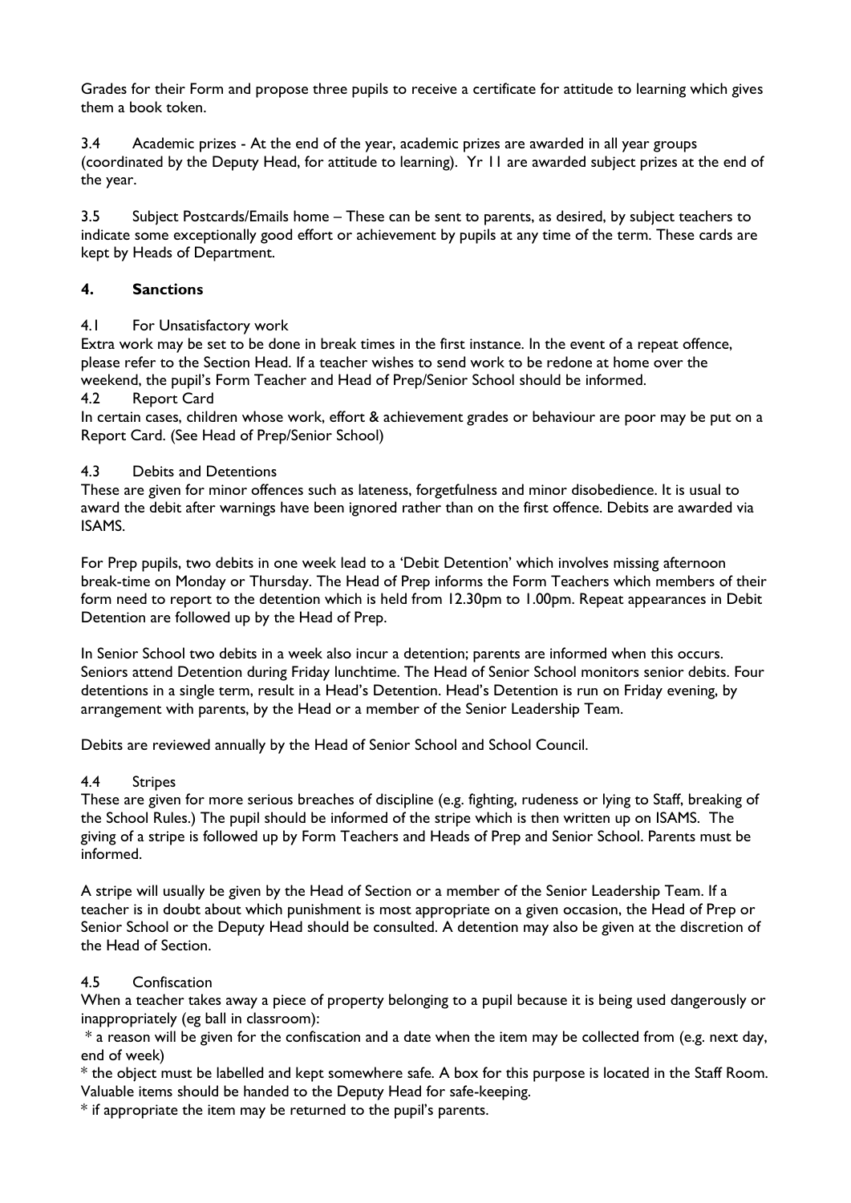Grades for their Form and propose three pupils to receive a certificate for attitude to learning which gives them a book token.

3.4 Academic prizes - At the end of the year, academic prizes are awarded in all year groups (coordinated by the Deputy Head, for attitude to learning). Yr 11 are awarded subject prizes at the end of the year.

3.5 Subject Postcards/Emails home – These can be sent to parents, as desired, by subject teachers to indicate some exceptionally good effort or achievement by pupils at any time of the term. These cards are kept by Heads of Department.

## 4. Sanctions

4.1 For Unsatisfactory work

Extra work may be set to be done in break times in the first instance. In the event of a repeat offence, please refer to the Section Head. If a teacher wishes to send work to be redone at home over the weekend, the pupil's Form Teacher and Head of Prep/Senior School should be informed.

4.2 Report Card

In certain cases, children whose work, effort & achievement grades or behaviour are poor may be put on a Report Card. (See Head of Prep/Senior School)

4.3 Debits and Detentions

These are given for minor offences such as lateness, forgetfulness and minor disobedience. It is usual to award the debit after warnings have been ignored rather than on the first offence. Debits are awarded via ISAMS.

For Prep pupils, two debits in one week lead to a 'Debit Detention' which involves missing afternoon break-time on Monday or Thursday. The Head of Prep informs the Form Teachers which members of their form need to report to the detention which is held from 12.30pm to 1.00pm. Repeat appearances in Debit Detention are followed up by the Head of Prep.

In Senior School two debits in a week also incur a detention; parents are informed when this occurs. Seniors attend Detention during Friday lunchtime. The Head of Senior School monitors senior debits. Four detentions in a single term, result in a Head's Detention. Head's Detention is run on Friday evening, by arrangement with parents, by the Head or a member of the Senior Leadership Team.

Debits are reviewed annually by the Head of Senior School and School Council.

4.4 Stripes

These are given for more serious breaches of discipline (e.g. fighting, rudeness or lying to Staff, breaking of the School Rules.) The pupil should be informed of the stripe which is then written up on ISAMS. The giving of a stripe is followed up by Form Teachers and Heads of Prep and Senior School. Parents must be informed.

A stripe will usually be given by the Head of Section or a member of the Senior Leadership Team. If a teacher is in doubt about which punishment is most appropriate on a given occasion, the Head of Prep or Senior School or the Deputy Head should be consulted. A detention may also be given at the discretion of the Head of Section.

4.5 Confiscation

When a teacher takes away a piece of property belonging to a pupil because it is being used dangerously or inappropriately (eg ball in classroom):

* a reason will be given for the confiscation and a date when the item may be collected from (e.g. next day, end of week)
* the object must be labelled and kept somewhere safe. A box for this purpose is located in the Staff Room. Valuable items should be handed to the Deputy Head for safe-keeping.
* if appropriate the item may be returned to the pupil's parents.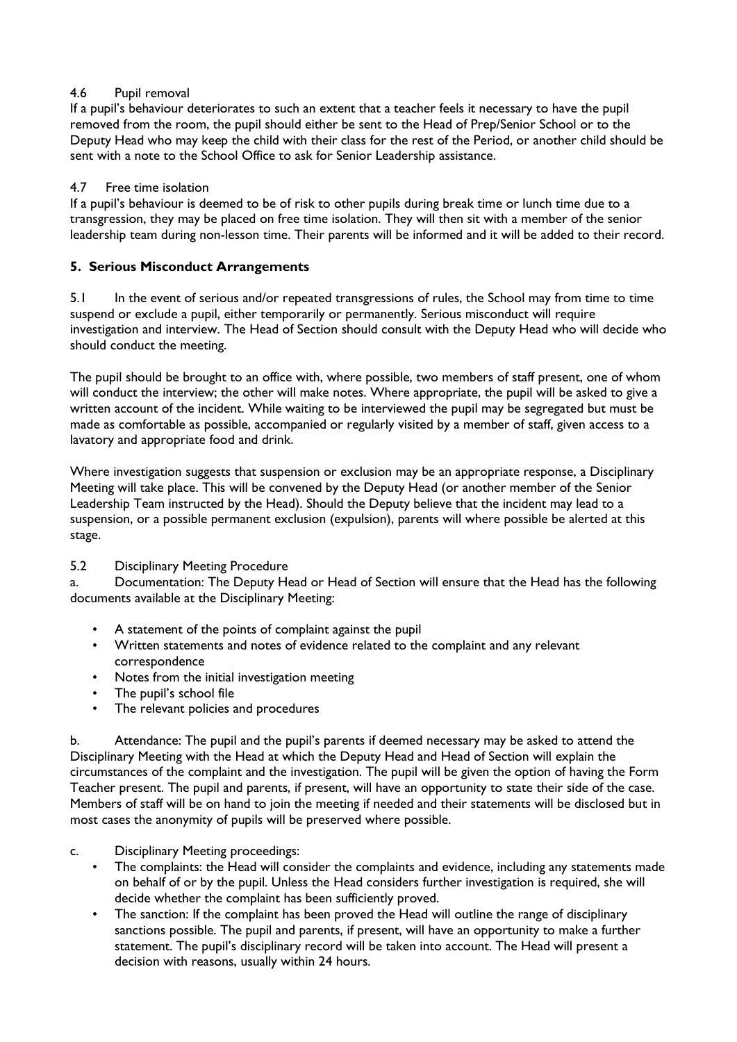4.6 Pupil removal

If a pupil's behaviour deteriorates to such an extent that a teacher feels it necessary to have the pupil removed from the room, the pupil should either be sent to the Head of Prep/Senior School or to the Deputy Head who may keep the child with their class for the rest of the Period, or another child should be sent with a note to the School Office to ask for Senior Leadership assistance.

4.7 Free time isolation

If a pupil's behaviour is deemed to be of risk to other pupils during break time or lunch time due to a transgression, they may be placed on free time isolation. They will then sit with a member of the senior leadership team during non-lesson time. Their parents will be informed and it will be added to their record.

## 5. Serious Misconduct Arrangements

5.1 In the event of serious and/or repeated transgressions of rules, the School may from time to time suspend or exclude a pupil, either temporarily or permanently. Serious misconduct will require investigation and interview. The Head of Section should consult with the Deputy Head who will decide who should conduct the meeting.

The pupil should be brought to an office with, where possible, two members of staff present, one of whom will conduct the interview; the other will make notes. Where appropriate, the pupil will be asked to give a written account of the incident. While waiting to be interviewed the pupil may be segregated but must be made as comfortable as possible, accompanied or regularly visited by a member of staff, given access to a lavatory and appropriate food and drink.

Where investigation suggests that suspension or exclusion may be an appropriate response, a Disciplinary Meeting will take place. This will be convened by the Deputy Head (or another member of the Senior Leadership Team instructed by the Head). Should the Deputy believe that the incident may lead to a suspension, or a possible permanent exclusion (expulsion), parents will where possible be alerted at this stage.

5.2 Disciplinary Meeting Procedure

a. Documentation: The Deputy Head or Head of Section will ensure that the Head has the following documents available at the Disciplinary Meeting:

- A statement of the points of complaint against the pupil
- Written statements and notes of evidence related to the complaint and any relevant correspondence
- Notes from the initial investigation meeting
- The pupil's school file
- The relevant policies and procedures

b. Attendance: The pupil and the pupil's parents if deemed necessary may be asked to attend the Disciplinary Meeting with the Head at which the Deputy Head and Head of Section will explain the circumstances of the complaint and the investigation. The pupil will be given the option of having the Form Teacher present. The pupil and parents, if present, will have an opportunity to state their side of the case. Members of staff will be on hand to join the meeting if needed and their statements will be disclosed but in most cases the anonymity of pupils will be preserved where possible.

c. Disciplinary Meeting proceedings:

- The complaints: the Head will consider the complaints and evidence, including any statements made on behalf of or by the pupil. Unless the Head considers further investigation is required, she will decide whether the complaint has been sufficiently proved.
- The sanction: If the complaint has been proved the Head will outline the range of disciplinary sanctions possible. The pupil and parents, if present, will have an opportunity to make a further statement. The pupil's disciplinary record will be taken into account. The Head will present a decision with reasons, usually within 24 hours.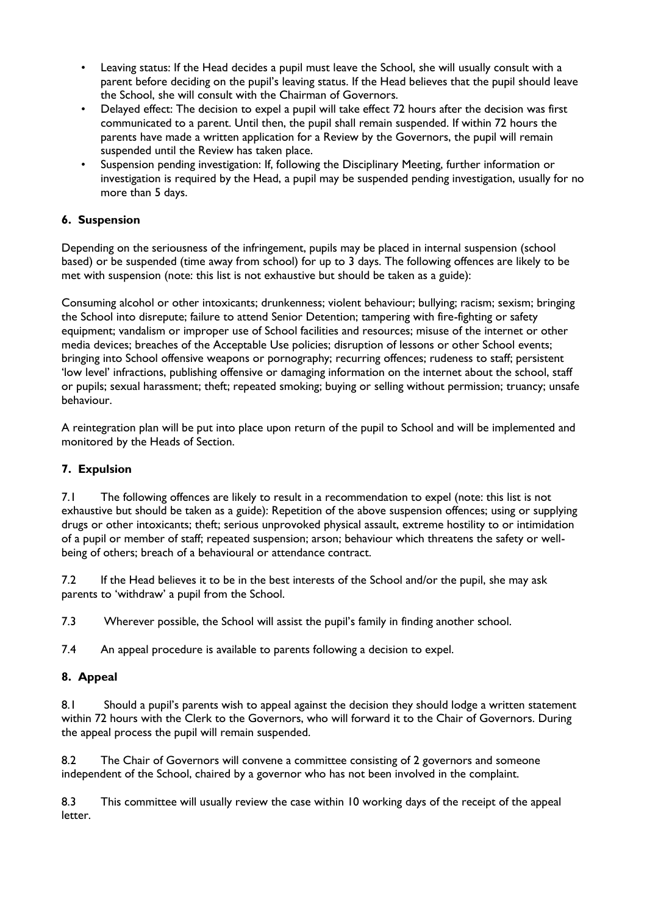- Leaving status: If the Head decides a pupil must leave the School, she will usually consult with a parent before deciding on the pupil's leaving status. If the Head believes that the pupil should leave the School, she will consult with the Chairman of Governors.
- Delayed effect: The decision to expel a pupil will take effect 72 hours after the decision was first communicated to a parent. Until then, the pupil shall remain suspended. If within 72 hours the parents have made a written application for a Review by the Governors, the pupil will remain suspended until the Review has taken place.
- Suspension pending investigation: If, following the Disciplinary Meeting, further information or investigation is required by the Head, a pupil may be suspended pending investigation, usually for no more than 5 days.

## 6. Suspension

Depending on the seriousness of the infringement, pupils may be placed in internal suspension (school based) or be suspended (time away from school) for up to 3 days. The following offences are likely to be met with suspension (note: this list is not exhaustive but should be taken as a guide):

Consuming alcohol or other intoxicants; drunkenness; violent behaviour; bullying; racism; sexism; bringing the School into disrepute; failure to attend Senior Detention; tampering with fire-fighting or safety equipment; vandalism or improper use of School facilities and resources; misuse of the internet or other media devices; breaches of the Acceptable Use policies; disruption of lessons or other School events; bringing into School offensive weapons or pornography; recurring offences; rudeness to staff; persistent 'low level' infractions, publishing offensive or damaging information on the internet about the school, staff or pupils; sexual harassment; theft; repeated smoking; buying or selling without permission; truancy; unsafe behaviour.

A reintegration plan will be put into place upon return of the pupil to School and will be implemented and monitored by the Heads of Section.

## 7. Expulsion

7.1 The following offences are likely to result in a recommendation to expel (note: this list is not exhaustive but should be taken as a guide): Repetition of the above suspension offences; using or supplying drugs or other intoxicants; theft; serious unprovoked physical assault, extreme hostility to or intimidation of a pupil or member of staff; repeated suspension; arson; behaviour which threatens the safety or well-being of others; breach of a behavioural or attendance contract.

7.2 If the Head believes it to be in the best interests of the School and/or the pupil, she may ask parents to 'withdraw' a pupil from the School.

7.3 Wherever possible, the School will assist the pupil's family in finding another school.

7.4 An appeal procedure is available to parents following a decision to expel.

## 8. Appeal

8.1 Should a pupil's parents wish to appeal against the decision they should lodge a written statement within 72 hours with the Clerk to the Governors, who will forward it to the Chair of Governors. During the appeal process the pupil will remain suspended.

8.2 The Chair of Governors will convene a committee consisting of 2 governors and someone independent of the School, chaired by a governor who has not been involved in the complaint.

8.3 This committee will usually review the case within 10 working days of the receipt of the appeal letter.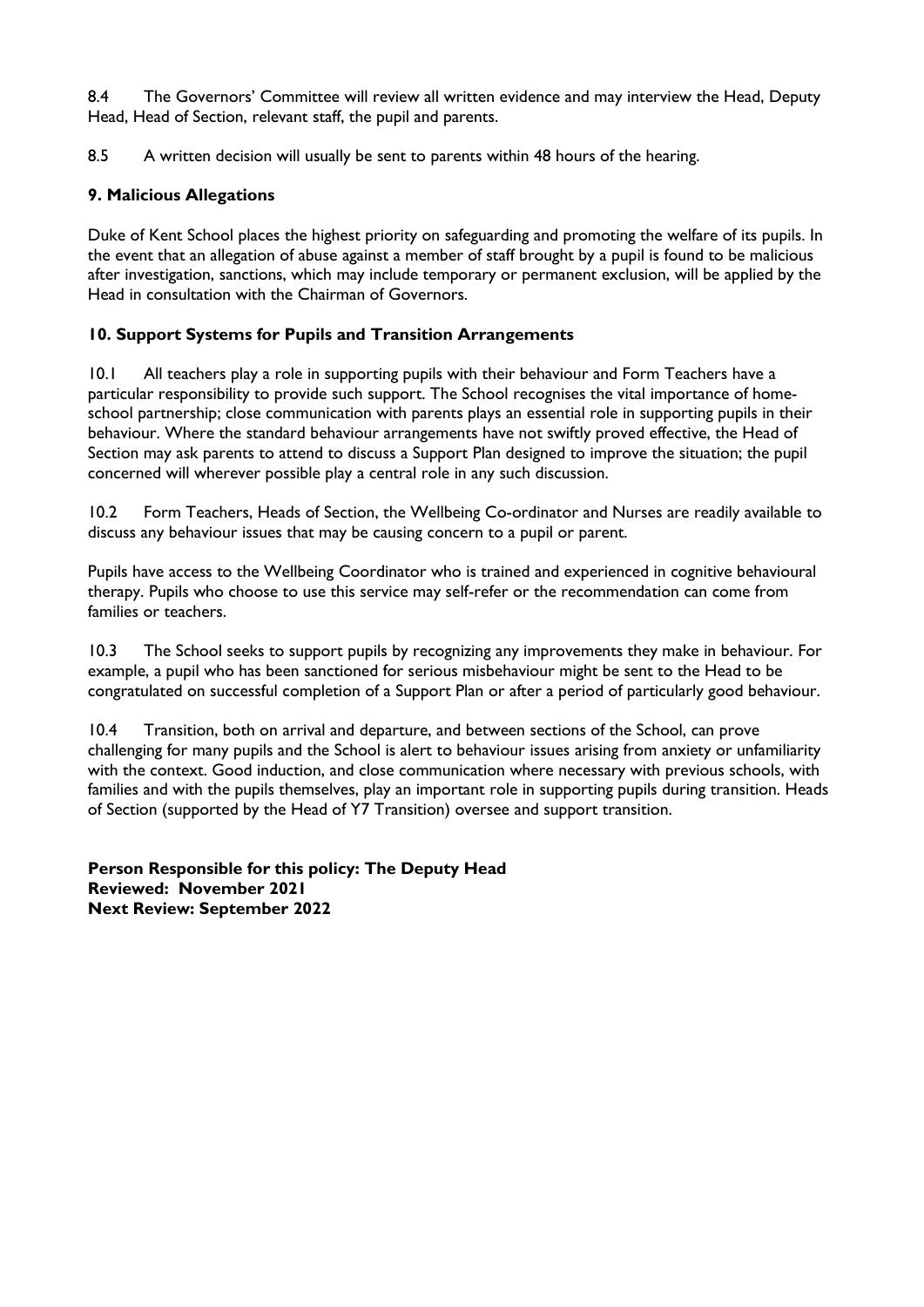8.4 The Governors' Committee will review all written evidence and may interview the Head, Deputy Head, Head of Section, relevant staff, the pupil and parents.

8.5 A written decision will usually be sent to parents within 48 hours of the hearing.

## 9. Malicious Allegations

Duke of Kent School places the highest priority on safeguarding and promoting the welfare of its pupils. In the event that an allegation of abuse against a member of staff brought by a pupil is found to be malicious after investigation, sanctions, which may include temporary or permanent exclusion, will be applied by the Head in consultation with the Chairman of Governors.

## 10. Support Systems for Pupils and Transition Arrangements

10.1 All teachers play a role in supporting pupils with their behaviour and Form Teachers have a particular responsibility to provide such support. The School recognises the vital importance of home-school partnership; close communication with parents plays an essential role in supporting pupils in their behaviour. Where the standard behaviour arrangements have not swiftly proved effective, the Head of Section may ask parents to attend to discuss a Support Plan designed to improve the situation; the pupil concerned will wherever possible play a central role in any such discussion.

10.2 Form Teachers, Heads of Section, the Wellbeing Co-ordinator and Nurses are readily available to discuss any behaviour issues that may be causing concern to a pupil or parent.

Pupils have access to the Wellbeing Coordinator who is trained and experienced in cognitive behavioural therapy. Pupils who choose to use this service may self-refer or the recommendation can come from families or teachers.

10.3 The School seeks to support pupils by recognizing any improvements they make in behaviour. For example, a pupil who has been sanctioned for serious misbehaviour might be sent to the Head to be congratulated on successful completion of a Support Plan or after a period of particularly good behaviour.

10.4 Transition, both on arrival and departure, and between sections of the School, can prove challenging for many pupils and the School is alert to behaviour issues arising from anxiety or unfamiliarity with the context. Good induction, and close communication where necessary with previous schools, with families and with the pupils themselves, play an important role in supporting pupils during transition. Heads of Section (supported by the Head of Y7 Transition) oversee and support transition.

**Person Responsible for this policy: The Deputy Head**
**Reviewed: November 2021**
**Next Review: September 2022**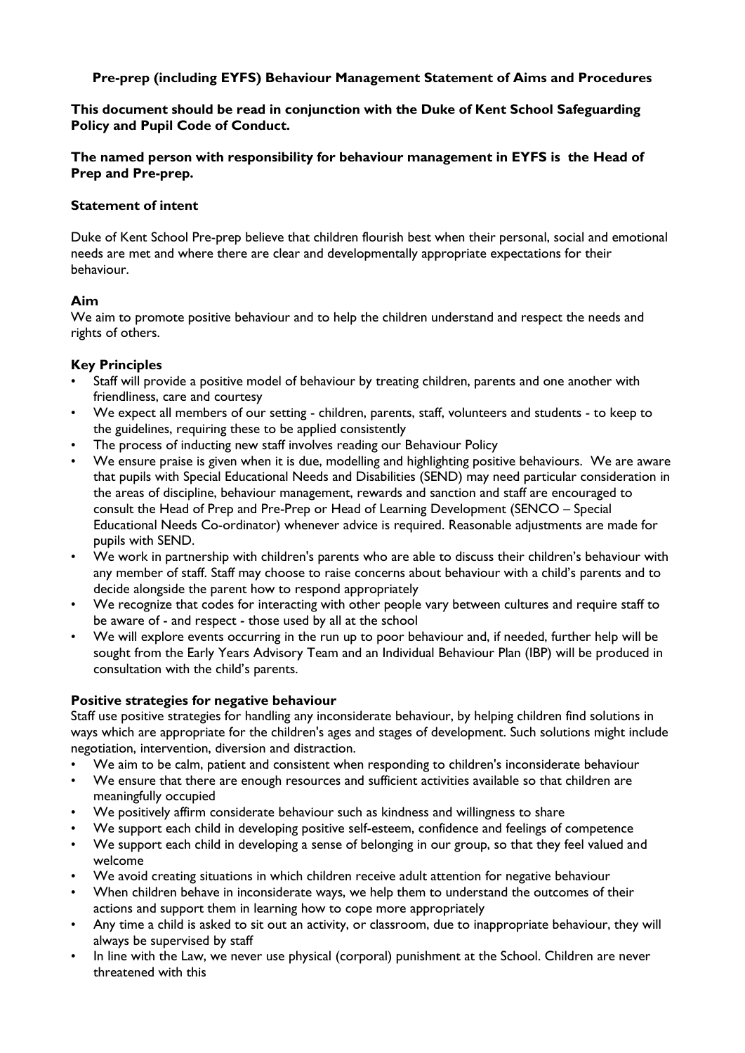**Pre-prep (including EYFS) Behaviour Management Statement of Aims and Procedures**

**This document should be read in conjunction with the Duke of Kent School Safeguarding Policy and Pupil Code of Conduct.**

**The named person with responsibility for behaviour management in EYFS is the Head of Prep and Pre-prep.**

**Statement of intent**

Duke of Kent School Pre-prep believe that children flourish best when their personal, social and emotional needs are met and where there are clear and developmentally appropriate expectations for their behaviour.

**Aim**

We aim to promote positive behaviour and to help the children understand and respect the needs and rights of others.

**Key Principles**

- Staff will provide a positive model of behaviour by treating children, parents and one another with friendliness, care and courtesy
- We expect all members of our setting - children, parents, staff, volunteers and students - to keep to the guidelines, requiring these to be applied consistently
- The process of inducting new staff involves reading our Behaviour Policy
- We ensure praise is given when it is due, modelling and highlighting positive behaviours. We are aware that pupils with Special Educational Needs and Disabilities (SEND) may need particular consideration in the areas of discipline, behaviour management, rewards and sanction and staff are encouraged to consult the Head of Prep and Pre-Prep or Head of Learning Development (SENCO – Special Educational Needs Co-ordinator) whenever advice is required. Reasonable adjustments are made for pupils with SEND.
- We work in partnership with children's parents who are able to discuss their children's behaviour with any member of staff. Staff may choose to raise concerns about behaviour with a child's parents and to decide alongside the parent how to respond appropriately
- We recognize that codes for interacting with other people vary between cultures and require staff to be aware of - and respect - those used by all at the school
- We will explore events occurring in the run up to poor behaviour and, if needed, further help will be sought from the Early Years Advisory Team and an Individual Behaviour Plan (IBP) will be produced in consultation with the child's parents.

**Positive strategies for negative behaviour**

Staff use positive strategies for handling any inconsiderate behaviour, by helping children find solutions in ways which are appropriate for the children's ages and stages of development. Such solutions might include negotiation, intervention, diversion and distraction.

- We aim to be calm, patient and consistent when responding to children's inconsiderate behaviour
- We ensure that there are enough resources and sufficient activities available so that children are meaningfully occupied
- We positively affirm considerate behaviour such as kindness and willingness to share
- We support each child in developing positive self-esteem, confidence and feelings of competence
- We support each child in developing a sense of belonging in our group, so that they feel valued and welcome
- We avoid creating situations in which children receive adult attention for negative behaviour
- When children behave in inconsiderate ways, we help them to understand the outcomes of their actions and support them in learning how to cope more appropriately
- Any time a child is asked to sit out an activity, or classroom, due to inappropriate behaviour, they will always be supervised by staff
- In line with the Law, we never use physical (corporal) punishment at the School. Children are never threatened with this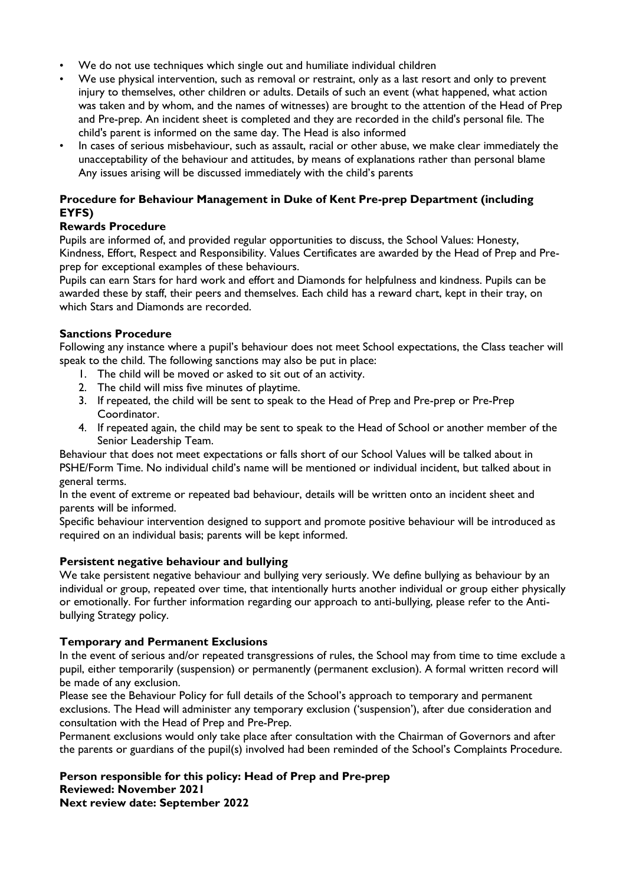- We do not use techniques which single out and humiliate individual children
- We use physical intervention, such as removal or restraint, only as a last resort and only to prevent injury to themselves, other children or adults. Details of such an event (what happened, what action was taken and by whom, and the names of witnesses) are brought to the attention of the Head of Prep and Pre-prep. An incident sheet is completed and they are recorded in the child's personal file. The child's parent is informed on the same day. The Head is also informed
- In cases of serious misbehaviour, such as assault, racial or other abuse, we make clear immediately the unacceptability of the behaviour and attitudes, by means of explanations rather than personal blame Any issues arising will be discussed immediately with the child's parents

**Procedure for Behaviour Management in Duke of Kent Pre-prep Department (including EYFS)**

**Rewards Procedure**

Pupils are informed of, and provided regular opportunities to discuss, the School Values: Honesty, Kindness, Effort, Respect and Responsibility. Values Certificates are awarded by the Head of Prep and Pre-prep for exceptional examples of these behaviours.

Pupils can earn Stars for hard work and effort and Diamonds for helpfulness and kindness. Pupils can be awarded these by staff, their peers and themselves. Each child has a reward chart, kept in their tray, on which Stars and Diamonds are recorded.

**Sanctions Procedure**

Following any instance where a pupil's behaviour does not meet School expectations, the Class teacher will speak to the child. The following sanctions may also be put in place:

1. The child will be moved or asked to sit out of an activity.
2. The child will miss five minutes of playtime.
3. If repeated, the child will be sent to speak to the Head of Prep and Pre-prep or Pre-Prep Coordinator.
4. If repeated again, the child may be sent to speak to the Head of School or another member of the Senior Leadership Team.

Behaviour that does not meet expectations or falls short of our School Values will be talked about in PSHE/Form Time. No individual child's name will be mentioned or individual incident, but talked about in general terms.

In the event of extreme or repeated bad behaviour, details will be written onto an incident sheet and parents will be informed.

Specific behaviour intervention designed to support and promote positive behaviour will be introduced as required on an individual basis; parents will be kept informed.

**Persistent negative behaviour and bullying**

We take persistent negative behaviour and bullying very seriously. We define bullying as behaviour by an individual or group, repeated over time, that intentionally hurts another individual or group either physically or emotionally. For further information regarding our approach to anti-bullying, please refer to the Anti-bullying Strategy policy.

**Temporary and Permanent Exclusions**

In the event of serious and/or repeated transgressions of rules, the School may from time to time exclude a pupil, either temporarily (suspension) or permanently (permanent exclusion). A formal written record will be made of any exclusion.

Please see the Behaviour Policy for full details of the School's approach to temporary and permanent exclusions. The Head will administer any temporary exclusion ('suspension'), after due consideration and consultation with the Head of Prep and Pre-Prep.

Permanent exclusions would only take place after consultation with the Chairman of Governors and after the parents or guardians of the pupil(s) involved had been reminded of the School's Complaints Procedure.

**Person responsible for this policy: Head of Prep and Pre-prep**
**Reviewed: November 2021**
**Next review date: September 2022**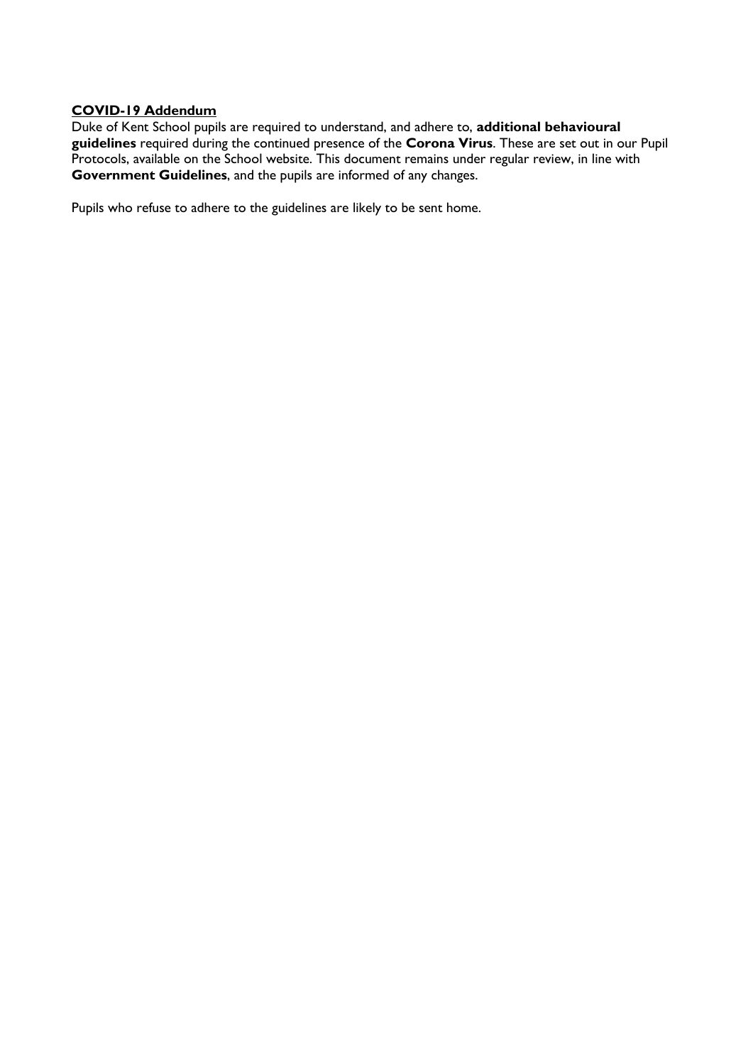**COVID-19 Addendum**

Duke of Kent School pupils are required to understand, and adhere to, **additional behavioural guidelines** required during the continued presence of the **Corona Virus**. These are set out in our Pupil Protocols, available on the School website. This document remains under regular review, in line with **Government Guidelines**, and the pupils are informed of any changes.

Pupils who refuse to adhere to the guidelines are likely to be sent home.